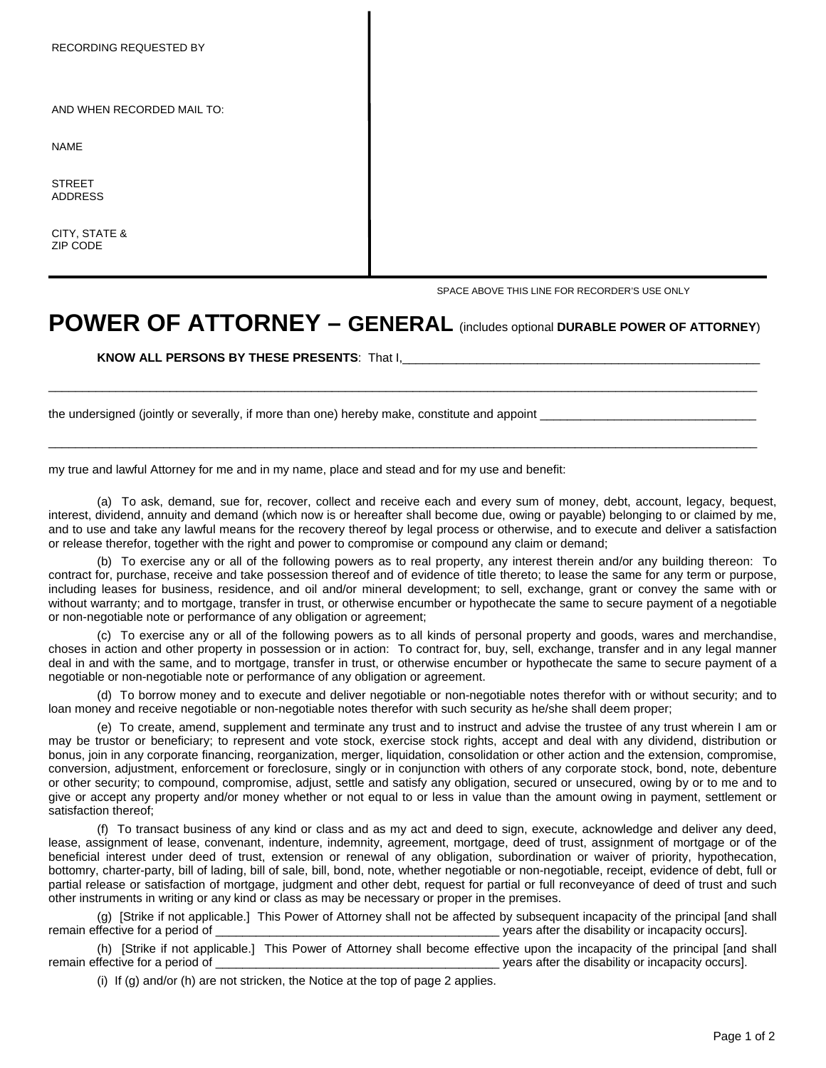RECORDING REQUESTED BY

AND WHEN RECORDED MAIL TO:

NAME

STREET ADDRESS

CITY, STATE & ZIP CODE

SPACE ABOVE THIS LINE FOR RECORDER'S USE ONLY

# POWER OF ATTORNEY – GENERAL (includes optional **DURABLE POWER OF ATTORNEY**)

**KNOW ALL PERSONS BY THESE PRESENTS**: That I,_______________________________________________________

_____________________________________________________________________________________________________

the undersigned (jointly or severally, if more than one) hereby make, constitute and appoint _________________________________

_____________________________________________________________________________________________________

my true and lawful Attorney for me and in my name, place and stead and for my use and benefit:

(a) To ask, demand, sue for, recover, collect and receive each and every sum of money, debt, account, legacy, bequest, interest, dividend, annuity and demand (which now is or hereafter shall become due, owing or payable) belonging to or claimed by me, and to use and take any lawful means for the recovery thereof by legal process or otherwise, and to execute and deliver a satisfaction or release therefor, together with the right and power to compromise or compound any claim or demand;

(b) To exercise any or all of the following powers as to real property, any interest therein and/or any building thereon: To contract for, purchase, receive and take possession thereof and of evidence of title thereto; to lease the same for any term or purpose, including leases for business, residence, and oil and/or mineral development; to sell, exchange, grant or convey the same with or without warranty; and to mortgage, transfer in trust, or otherwise encumber or hypothecate the same to secure payment of a negotiable or non-negotiable note or performance of any obligation or agreement;

(c) To exercise any or all of the following powers as to all kinds of personal property and goods, wares and merchandise, choses in action and other property in possession or in action: To contract for, buy, sell, exchange, transfer and in any legal manner deal in and with the same, and to mortgage, transfer in trust, or otherwise encumber or hypothecate the same to secure payment of a negotiable or non-negotiable note or performance of any obligation or agreement.

(d) To borrow money and to execute and deliver negotiable or non-negotiable notes therefor with or without security; and to loan money and receive negotiable or non-negotiable notes therefor with such security as he/she shall deem proper;

(e) To create, amend, supplement and terminate any trust and to instruct and advise the trustee of any trust wherein I am or may be trustor or beneficiary; to represent and vote stock, exercise stock rights, accept and deal with any dividend, distribution or bonus, join in any corporate financing, reorganization, merger, liquidation, consolidation or other action and the extension, compromise, conversion, adjustment, enforcement or foreclosure, singly or in conjunction with others of any corporate stock, bond, note, debenture or other security; to compound, compromise, adjust, settle and satisfy any obligation, secured or unsecured, owing by or to me and to give or accept any property and/or money whether or not equal to or less in value than the amount owing in payment, settlement or satisfaction thereof;

(f) To transact business of any kind or class and as my act and deed to sign, execute, acknowledge and deliver any deed, lease, assignment of lease, convenant, indenture, indemnity, agreement, mortgage, deed of trust, assignment of mortgage or of the beneficial interest under deed of trust, extension or renewal of any obligation, subordination or waiver of priority, hypothecation, bottomry, charter-party, bill of lading, bill of sale, bill, bond, note, whether negotiable or non-negotiable, receipt, evidence of debt, full or partial release or satisfaction of mortgage, judgment and other debt, request for partial or full reconveyance of deed of trust and such other instruments in writing or any kind or class as may be necessary or proper in the premises.

(g) [Strike if not applicable.] This Power of Attorney shall not be affected by subsequent incapacity of the principal [and shall remain effective for a period of ___________________________________________ years after the disability or incapacity occurs].

(h) [Strike if not applicable.] This Power of Attorney shall become effective upon the incapacity of the principal [and shall remain effective for a period of ___________________________________________ years after the disability or incapacity occurs].

(i) If (g) and/or (h) are not stricken, the Notice at the top of page 2 applies.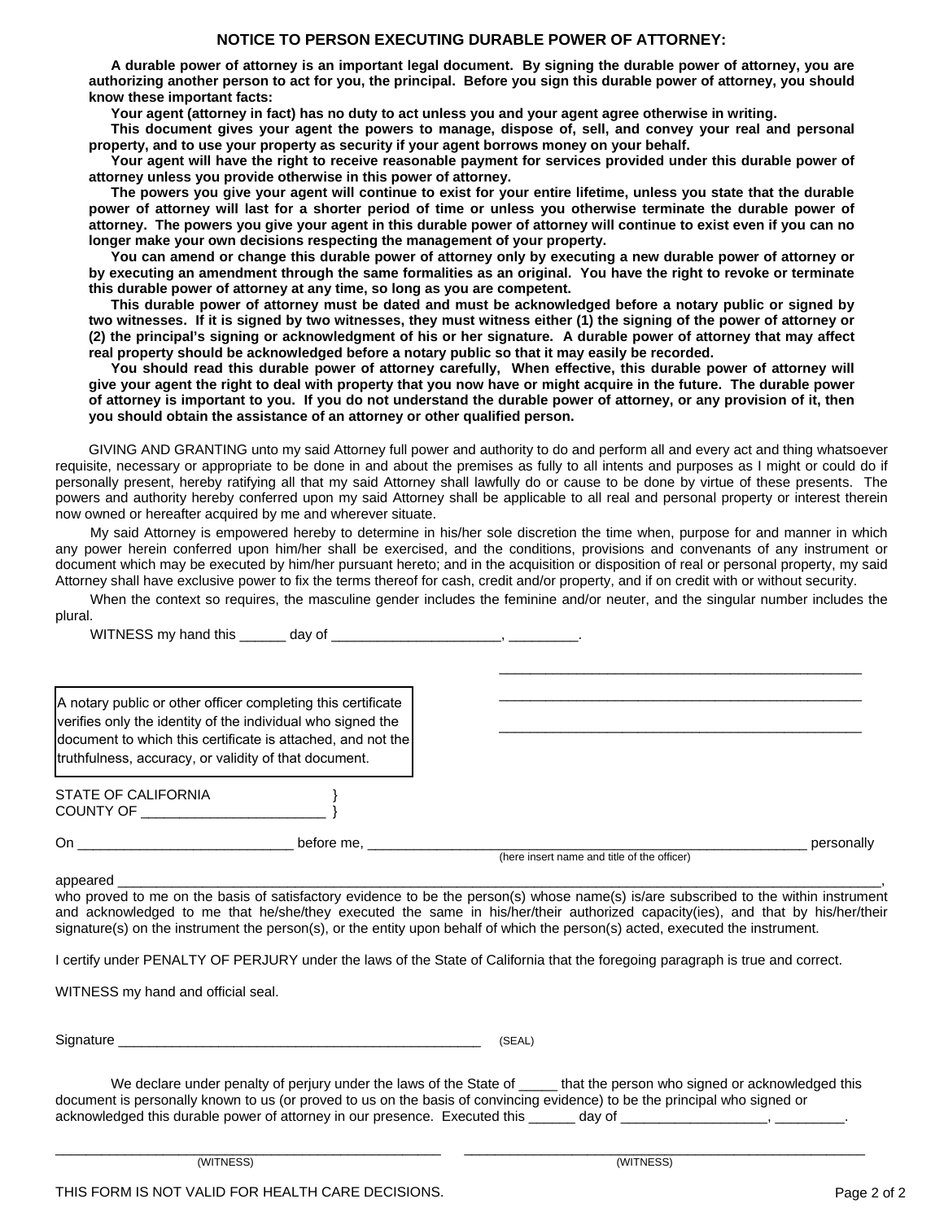## NOTICE TO PERSON EXECUTING DURABLE POWER OF ATTORNEY:

**A durable power of attorney is an important legal document. By signing the durable power of attorney, you are authorizing another person to act for you, the principal. Before you sign this durable power of attorney, you should know these important facts:**

**Your agent (attorney in fact) has no duty to act unless you and your agent agree otherwise in writing.**

**This document gives your agent the powers to manage, dispose of, sell, and convey your real and personal property, and to use your property as security if your agent borrows money on your behalf.**

**Your agent will have the right to receive reasonable payment for services provided under this durable power of attorney unless you provide otherwise in this power of attorney.**

**The powers you give your agent will continue to exist for your entire lifetime, unless you state that the durable power of attorney will last for a shorter period of time or unless you otherwise terminate the durable power of attorney. The powers you give your agent in this durable power of attorney will continue to exist even if you can no longer make your own decisions respecting the management of your property.**

**You can amend or change this durable power of attorney only by executing a new durable power of attorney or by executing an amendment through the same formalities as an original. You have the right to revoke or terminate this durable power of attorney at any time, so long as you are competent.**

**This durable power of attorney must be dated and must be acknowledged before a notary public or signed by two witnesses. If it is signed by two witnesses, they must witness either (1) the signing of the power of attorney or (2) the principal's signing or acknowledgment of his or her signature. A durable power of attorney that may affect real property should be acknowledged before a notary public so that it may easily be recorded.**

**You should read this durable power of attorney carefully, When effective, this durable power of attorney will give your agent the right to deal with property that you now have or might acquire in the future. The durable power of attorney is important to you. If you do not understand the durable power of attorney, or any provision of it, then you should obtain the assistance of an attorney or other qualified person.**

GIVING AND GRANTING unto my said Attorney full power and authority to do and perform all and every act and thing whatsoever requisite, necessary or appropriate to be done in and about the premises as fully to all intents and purposes as I might or could do if personally present, hereby ratifying all that my said Attorney shall lawfully do or cause to be done by virtue of these presents. The powers and authority hereby conferred upon my said Attorney shall be applicable to all real and personal property or interest therein now owned or hereafter acquired by me and wherever situate.

My said Attorney is empowered hereby to determine in his/her sole discretion the time when, purpose for and manner in which any power herein conferred upon him/her shall be exercised, and the conditions, provisions and convenants of any instrument or document which may be executed by him/her pursuant hereto; and in the acquisition or disposition of real or personal property, my said Attorney shall have exclusive power to fix the terms thereof for cash, credit and/or property, and if on credit with or without security.

When the context so requires, the masculine gender includes the feminine and/or neuter, and the singular number includes the plural.

WITNESS my hand this ______ day of ______________________, _________.

_________________________________________________

_________________________________________________

_________________________________________________

A notary public or other officer completing this certificate verifies only the identity of the individual who signed the document to which this certificate is attached, and not the truthfulness, accuracy, or validity of that document.

STATE OF CALIFORNIA }
COUNTY OF ________________________ }

On ____________________________ before me, ______________________________________________________________ personally
(here insert name and title of the officer)

appeared ______________________________________________________________________________________________________,
who proved to me on the basis of satisfactory evidence to be the person(s) whose name(s) is/are subscribed to the within instrument and acknowledged to me that he/she/they executed the same in his/her/their authorized capacity(ies), and that by his/her/their signature(s) on the instrument the person(s), or the entity upon behalf of which the person(s) acted, executed the instrument.

I certify under PENALTY OF PERJURY under the laws of the State of California that the foregoing paragraph is true and correct.

WITNESS my hand and official seal.

Signature ________________________________________________ (SEAL)

We declare under penalty of perjury under the laws of the State of _____ that the person who signed or acknowledged this document is personally known to us (or proved to us on the basis of convincing evidence) to be the principal who signed or acknowledged this durable power of attorney in our presence. Executed this ______ day of ___________________, _________.

____________________________________________________ (WITNESS)

____________________________________________________ (WITNESS)

THIS FORM IS NOT VALID FOR HEALTH CARE DECISIONS.